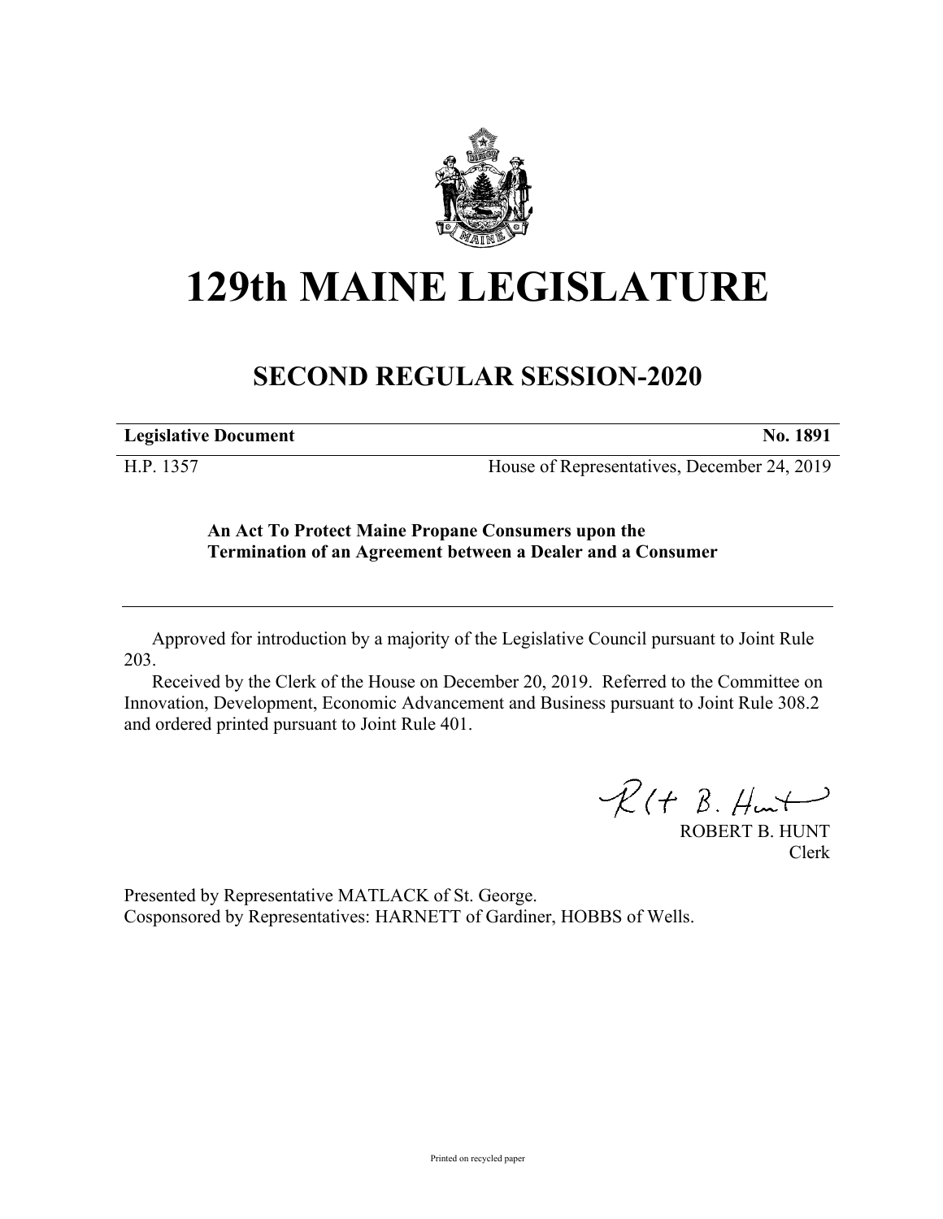# 129th MAINE LEGISLATURE

## SECOND REGULAR SESSION-2020

| **Legislative Document** | **No. 1891** |
|---|---|
| H.P. 1357 | House of Representatives, December 24, 2019 |

**An Act To Protect Maine Propane Consumers upon the Termination of an Agreement between a Dealer and a Consumer**

---

Approved for introduction by a majority of the Legislative Council pursuant to Joint Rule 203.

Received by the Clerk of the House on December 20, 2019. Referred to the Committee on Innovation, Development, Economic Advancement and Business pursuant to Joint Rule 308.2 and ordered printed pursuant to Joint Rule 401.

ROBERT B. HUNT
Clerk

Presented by Representative MATLACK of St. George.
Cosponsored by Representatives: HARNETT of Gardiner, HOBBS of Wells.

Printed on recycled paper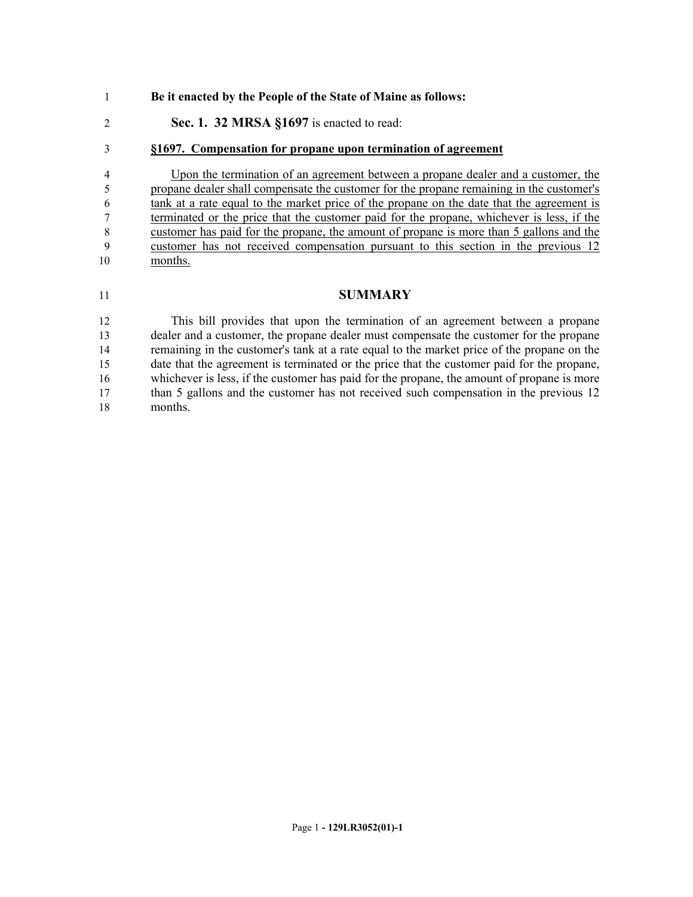**Be it enacted by the People of the State of Maine as follows:**

**Sec. 1. 32 MRSA §1697** is enacted to read:

**§1697. Compensation for propane upon termination of agreement**

Upon the termination of an agreement between a propane dealer and a customer, the propane dealer shall compensate the customer for the propane remaining in the customer's tank at a rate equal to the market price of the propane on the date that the agreement is terminated or the price that the customer paid for the propane, whichever is less, if the customer has paid for the propane, the amount of propane is more than 5 gallons and the customer has not received compensation pursuant to this section in the previous 12 months.

## SUMMARY

This bill provides that upon the termination of an agreement between a propane dealer and a customer, the propane dealer must compensate the customer for the propane remaining in the customer's tank at a rate equal to the market price of the propane on the date that the agreement is terminated or the price that the customer paid for the propane, whichever is less, if the customer has paid for the propane, the amount of propane is more than 5 gallons and the customer has not received such compensation in the previous 12 months.